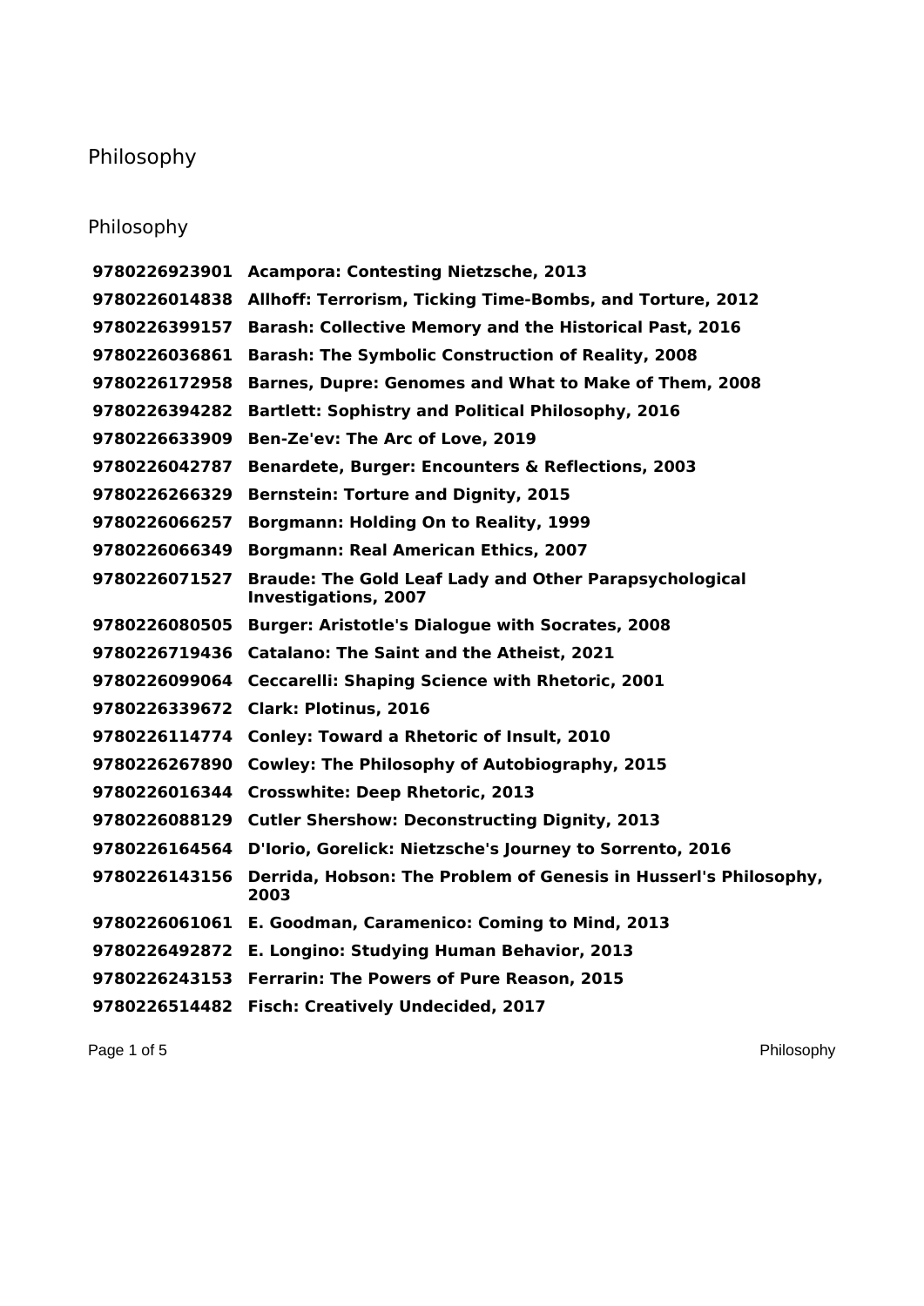# Philosophy

## Philosophy

| | |
|---|---|
| **9780226923901** | **Acampora: Contesting Nietzsche, 2013** |
| **9780226014838** | **Allhoff: Terrorism, Ticking Time-Bombs, and Torture, 2012** |
| **9780226399157** | **Barash: Collective Memory and the Historical Past, 2016** |
| **9780226036861** | **Barash: The Symbolic Construction of Reality, 2008** |
| **9780226172958** | **Barnes, Dupre: Genomes and What to Make of Them, 2008** |
| **9780226394282** | **Bartlett: Sophistry and Political Philosophy, 2016** |
| **9780226633909** | **Ben-Ze'ev: The Arc of Love, 2019** |
| **9780226042787** | **Benardete, Burger: Encounters & Reflections, 2003** |
| **9780226266329** | **Bernstein: Torture and Dignity, 2015** |
| **9780226066257** | **Borgmann: Holding On to Reality, 1999** |
| **9780226066349** | **Borgmann: Real American Ethics, 2007** |
| **9780226071527** | **Braude: The Gold Leaf Lady and Other Parapsychological Investigations, 2007** |
| **9780226080505** | **Burger: Aristotle's Dialogue with Socrates, 2008** |
| **9780226719436** | **Catalano: The Saint and the Atheist, 2021** |
| **9780226099064** | **Ceccarelli: Shaping Science with Rhetoric, 2001** |
| **9780226339672** | **Clark: Plotinus, 2016** |
| **9780226114774** | **Conley: Toward a Rhetoric of Insult, 2010** |
| **9780226267890** | **Cowley: The Philosophy of Autobiography, 2015** |
| **9780226016344** | **Crosswhite: Deep Rhetoric, 2013** |
| **9780226088129** | **Cutler Shershow: Deconstructing Dignity, 2013** |
| **9780226164564** | **D'Iorio, Gorelick: Nietzsche's Journey to Sorrento, 2016** |
| **9780226143156** | **Derrida, Hobson: The Problem of Genesis in Husserl's Philosophy, 2003** |
| **9780226061061** | **E. Goodman, Caramenico: Coming to Mind, 2013** |
| **9780226492872** | **E. Longino: Studying Human Behavior, 2013** |
| **9780226243153** | **Ferrarin: The Powers of Pure Reason, 2015** |
| **9780226514482** | **Fisch: Creatively Undecided, 2017** |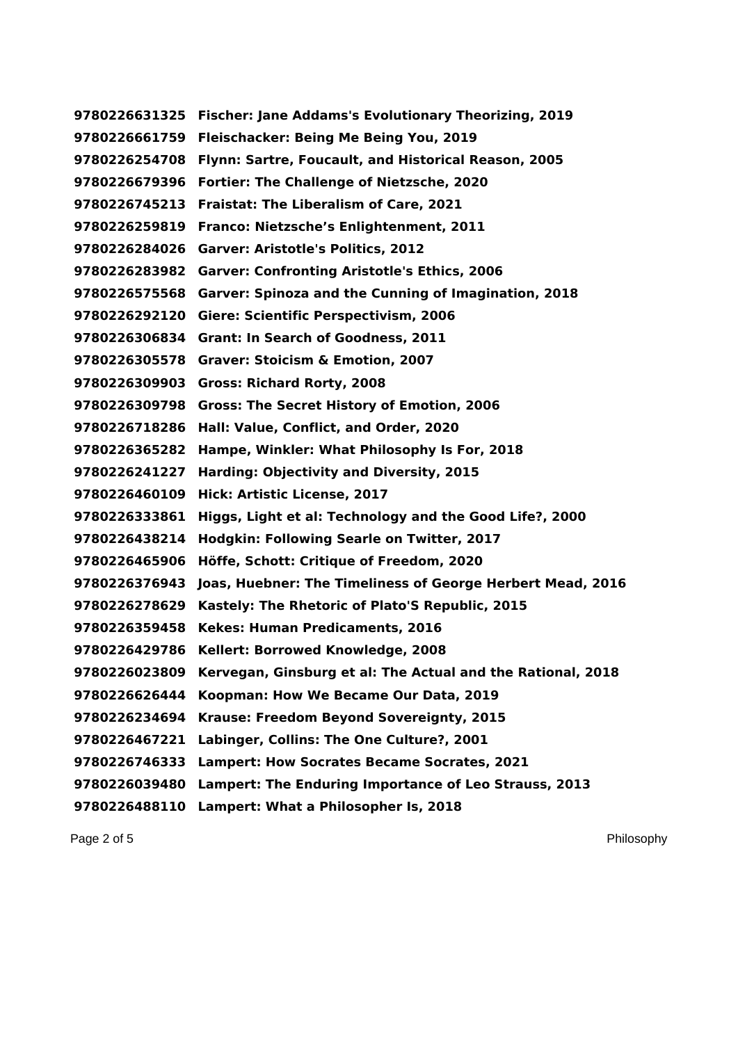**9780226631325 Fischer: Jane Addams's Evolutionary Theorizing, 2019**
**9780226661759 Fleischacker: Being Me Being You, 2019**
**9780226254708 Flynn: Sartre, Foucault, and Historical Reason, 2005**
**9780226679396 Fortier: The Challenge of Nietzsche, 2020**
**9780226745213 Fraistat: The Liberalism of Care, 2021**
**9780226259819 Franco: Nietzsche’s Enlightenment, 2011**
**9780226284026 Garver: Aristotle's Politics, 2012**
**9780226283982 Garver: Confronting Aristotle's Ethics, 2006**
**9780226575568 Garver: Spinoza and the Cunning of Imagination, 2018**
**9780226292120 Giere: Scientific Perspectivism, 2006**
**9780226306834 Grant: In Search of Goodness, 2011**
**9780226305578 Graver: Stoicism & Emotion, 2007**
**9780226309903 Gross: Richard Rorty, 2008**
**9780226309798 Gross: The Secret History of Emotion, 2006**
**9780226718286 Hall: Value, Conflict, and Order, 2020**
**9780226365282 Hampe, Winkler: What Philosophy Is For, 2018**
**9780226241227 Harding: Objectivity and Diversity, 2015**
**9780226460109 Hick: Artistic License, 2017**
**9780226333861 Higgs, Light et al: Technology and the Good Life?, 2000**
**9780226438214 Hodgkin: Following Searle on Twitter, 2017**
**9780226465906 Höffe, Schott: Critique of Freedom, 2020**
**9780226376943 Joas, Huebner: The Timeliness of George Herbert Mead, 2016**
**9780226278629 Kastely: The Rhetoric of Plato'S Republic, 2015**
**9780226359458 Kekes: Human Predicaments, 2016**
**9780226429786 Kellert: Borrowed Knowledge, 2008**
**9780226023809 Kervegan, Ginsburg et al: The Actual and the Rational, 2018**
**9780226626444 Koopman: How We Became Our Data, 2019**
**9780226234694 Krause: Freedom Beyond Sovereignty, 2015**
**9780226467221 Labinger, Collins: The One Culture?, 2001**
**9780226746333 Lampert: How Socrates Became Socrates, 2021**
**9780226039480 Lampert: The Enduring Importance of Leo Strauss, 2013**
**9780226488110 Lampert: What a Philosopher Is, 2018**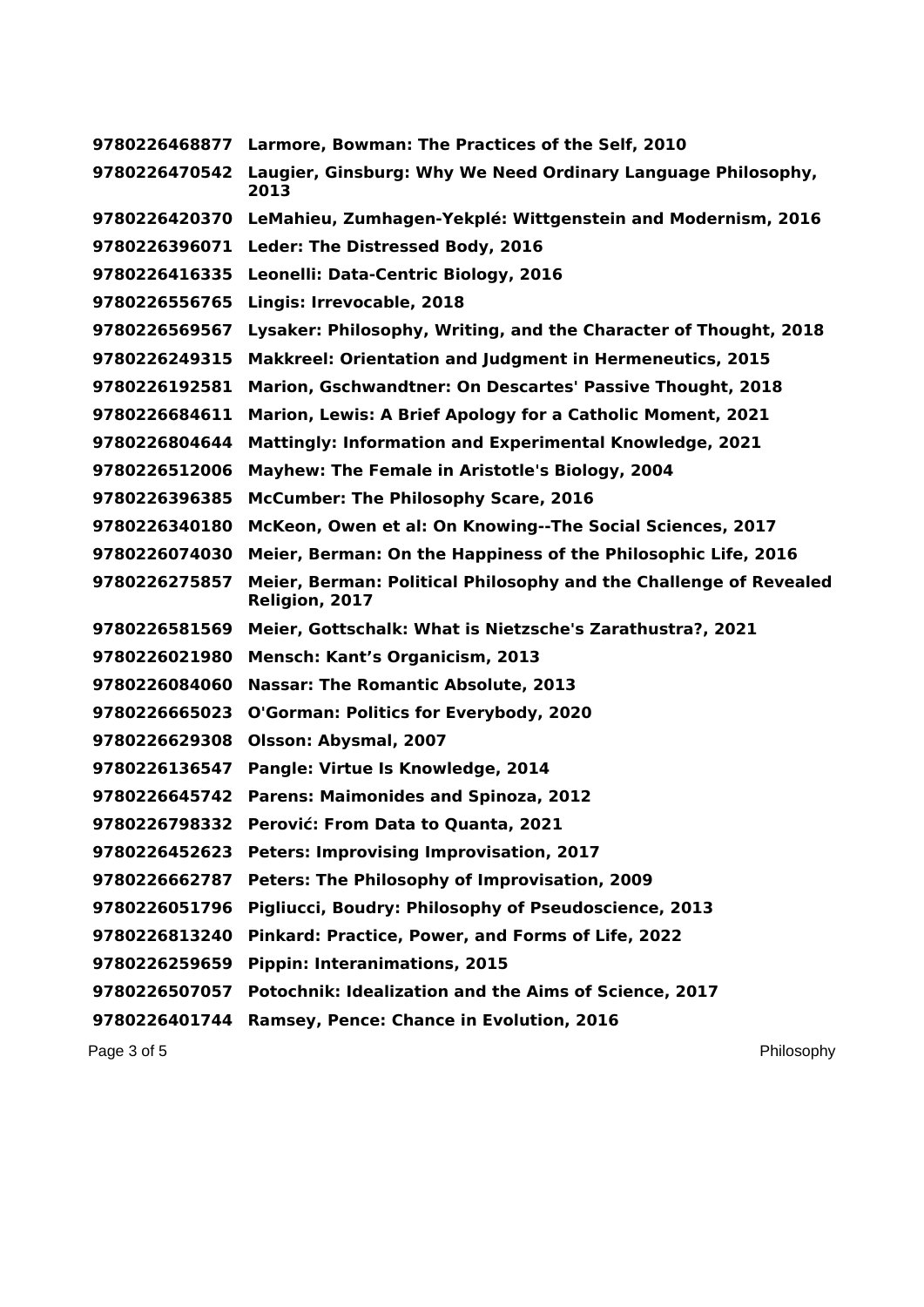**9780226468877 Larmore, Bowman: The Practices of the Self, 2010**

**9780226470542 Laugier, Ginsburg: Why We Need Ordinary Language Philosophy, 2013**

**9780226420370 LeMahieu, Zumhagen-Yekplé: Wittgenstein and Modernism, 2016**

**9780226396071 Leder: The Distressed Body, 2016**

**9780226416335 Leonelli: Data-Centric Biology, 2016**

**9780226556765 Lingis: Irrevocable, 2018**

**9780226569567 Lysaker: Philosophy, Writing, and the Character of Thought, 2018**

**9780226249315 Makkreel: Orientation and Judgment in Hermeneutics, 2015**

**9780226192581 Marion, Gschwandtner: On Descartes' Passive Thought, 2018**

**9780226684611 Marion, Lewis: A Brief Apology for a Catholic Moment, 2021**

**9780226804644 Mattingly: Information and Experimental Knowledge, 2021**

**9780226512006 Mayhew: The Female in Aristotle's Biology, 2004**

**9780226396385 McCumber: The Philosophy Scare, 2016**

**9780226340180 McKeon, Owen et al: On Knowing--The Social Sciences, 2017**

**9780226074030 Meier, Berman: On the Happiness of the Philosophic Life, 2016**

**9780226275857 Meier, Berman: Political Philosophy and the Challenge of Revealed Religion, 2017**

**9780226581569 Meier, Gottschalk: What is Nietzsche's Zarathustra?, 2021**

**9780226021980 Mensch: Kant’s Organicism, 2013**

**9780226084060 Nassar: The Romantic Absolute, 2013**

**9780226665023 O'Gorman: Politics for Everybody, 2020**

**9780226629308 Olsson: Abysmal, 2007**

**9780226136547 Pangle: Virtue Is Knowledge, 2014**

**9780226645742 Parens: Maimonides and Spinoza, 2012**

**9780226798332 Perović: From Data to Quanta, 2021**

**9780226452623 Peters: Improvising Improvisation, 2017**

**9780226662787 Peters: The Philosophy of Improvisation, 2009**

**9780226051796 Pigliucci, Boudry: Philosophy of Pseudoscience, 2013**

**9780226813240 Pinkard: Practice, Power, and Forms of Life, 2022**

**9780226259659 Pippin: Interanimations, 2015**

**9780226507057 Potochnik: Idealization and the Aims of Science, 2017**

**9780226401744 Ramsey, Pence: Chance in Evolution, 2016**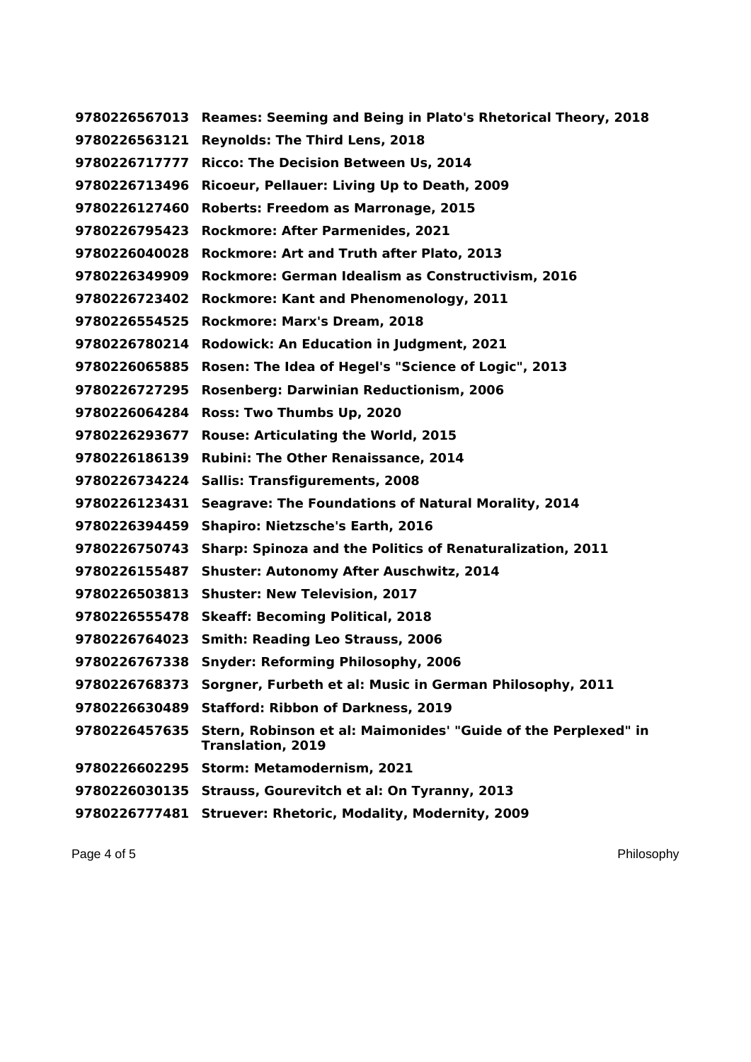**9780226567013 Reames: Seeming and Being in Plato's Rhetorical Theory, 2018**
**9780226563121 Reynolds: The Third Lens, 2018**
**9780226717777 Ricco: The Decision Between Us, 2014**
**9780226713496 Ricoeur, Pellauer: Living Up to Death, 2009**
**9780226127460 Roberts: Freedom as Marronage, 2015**
**9780226795423 Rockmore: After Parmenides, 2021**
**9780226040028 Rockmore: Art and Truth after Plato, 2013**
**9780226349909 Rockmore: German Idealism as Constructivism, 2016**
**9780226723402 Rockmore: Kant and Phenomenology, 2011**
**9780226554525 Rockmore: Marx's Dream, 2018**
**9780226780214 Rodowick: An Education in Judgment, 2021**
**9780226065885 Rosen: The Idea of Hegel's "Science of Logic", 2013**
**9780226727295 Rosenberg: Darwinian Reductionism, 2006**
**9780226064284 Ross: Two Thumbs Up, 2020**
**9780226293677 Rouse: Articulating the World, 2015**
**9780226186139 Rubini: The Other Renaissance, 2014**
**9780226734224 Sallis: Transfigurements, 2008**
**9780226123431 Seagrave: The Foundations of Natural Morality, 2014**
**9780226394459 Shapiro: Nietzsche's Earth, 2016**
**9780226750743 Sharp: Spinoza and the Politics of Renaturalization, 2011**
**9780226155487 Shuster: Autonomy After Auschwitz, 2014**
**9780226503813 Shuster: New Television, 2017**
**9780226555478 Skeaff: Becoming Political, 2018**
**9780226764023 Smith: Reading Leo Strauss, 2006**
**9780226767338 Snyder: Reforming Philosophy, 2006**
**9780226768373 Sorgner, Furbeth et al: Music in German Philosophy, 2011**
**9780226630489 Stafford: Ribbon of Darkness, 2019**
**9780226457635 Stern, Robinson et al: Maimonides' "Guide of the Perplexed" in Translation, 2019**
**9780226602295 Storm: Metamodernism, 2021**
**9780226030135 Strauss, Gourevitch et al: On Tyranny, 2013**
**9780226777481 Struever: Rhetoric, Modality, Modernity, 2009**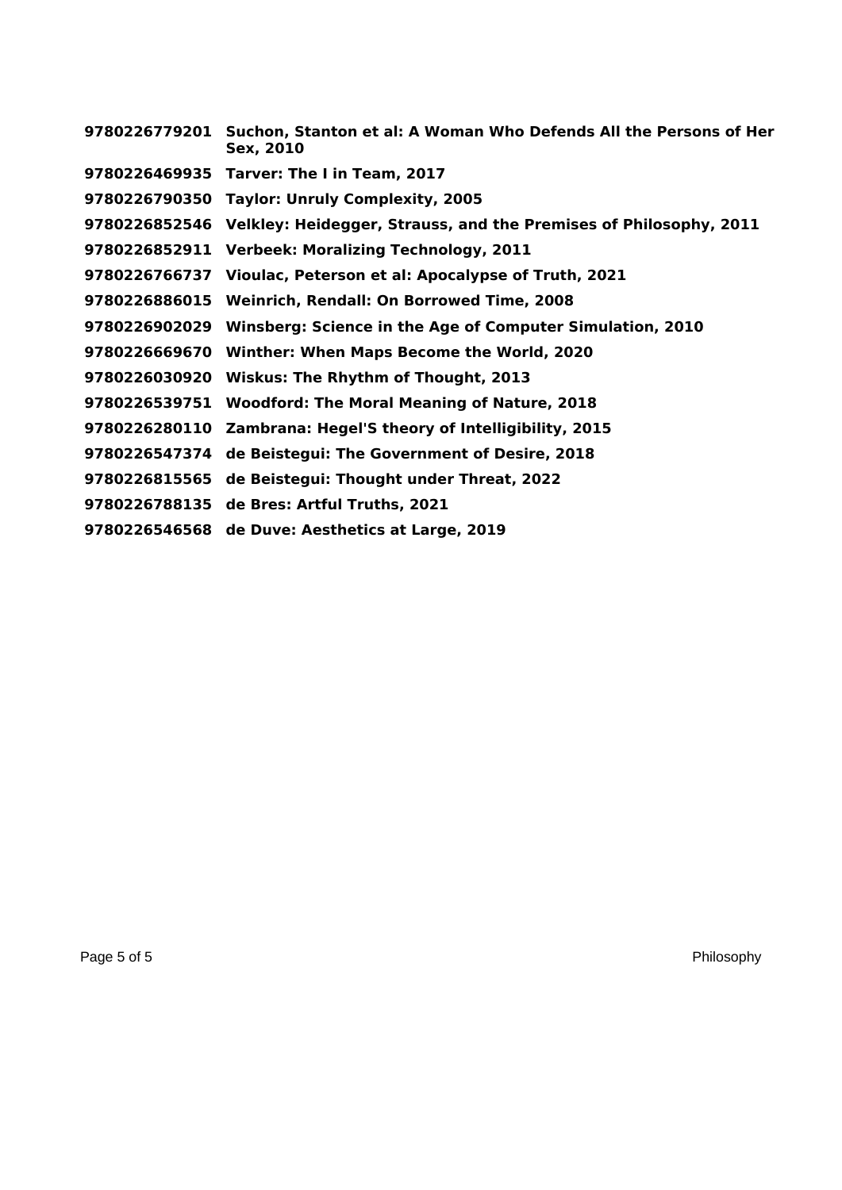**9780226779201 Suchon, Stanton et al: A Woman Who Defends All the Persons of Her Sex, 2010**

**9780226469935 Tarver: The I in Team, 2017**

**9780226790350 Taylor: Unruly Complexity, 2005**

**9780226852546 Velkley: Heidegger, Strauss, and the Premises of Philosophy, 2011**

**9780226852911 Verbeek: Moralizing Technology, 2011**

**9780226766737 Vioulac, Peterson et al: Apocalypse of Truth, 2021**

**9780226886015 Weinrich, Rendall: On Borrowed Time, 2008**

**9780226902029 Winsberg: Science in the Age of Computer Simulation, 2010**

**9780226669670 Winther: When Maps Become the World, 2020**

**9780226030920 Wiskus: The Rhythm of Thought, 2013**

**9780226539751 Woodford: The Moral Meaning of Nature, 2018**

**9780226280110 Zambrana: Hegel'S theory of Intelligibility, 2015**

**9780226547374 de Beistegui: The Government of Desire, 2018**

**9780226815565 de Beistegui: Thought under Threat, 2022**

**9780226788135 de Bres: Artful Truths, 2021**

**9780226546568 de Duve: Aesthetics at Large, 2019**